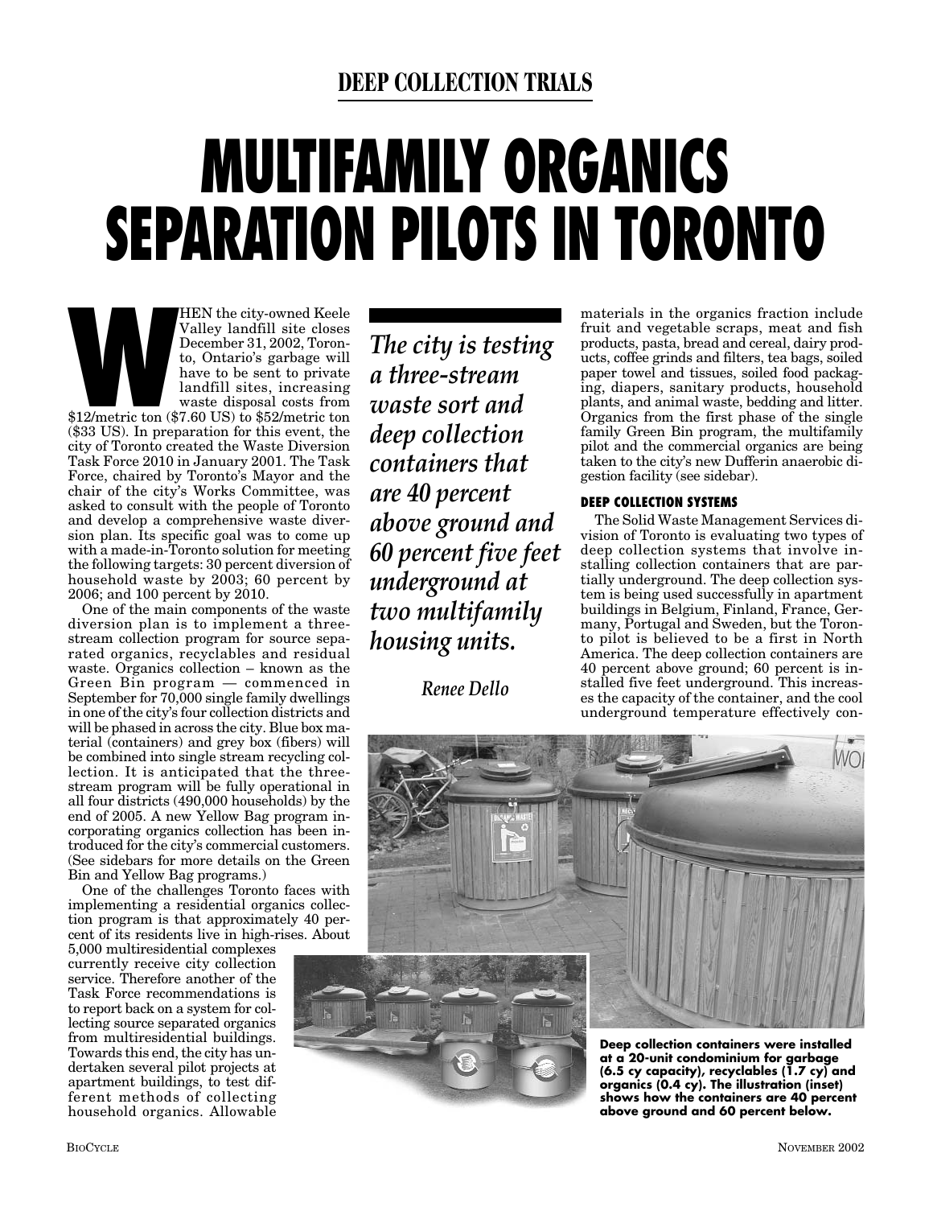## DEEP COLLECTION TRIALS

# MULTIFAMILY ORGANICS SEPARATION PILOTS IN TORONTO

*The city is testing a three-stream waste sort and deep collection containers that are 40 percent above ground and 60 percent five feet underground at two multifamily housing units.*

*Renee Dello*

WHEN the city-owned Keele Valley landfill site closes December 31, 2002, Toronto, Ontario's garbage will have to be sent to private landfill sites, increasing waste disposal costs from $12/metric ton ($7.60 US) to $52/metric ton ($33 US). In preparation for this event, the city of Toronto created the Waste Diversion Task Force 2010 in January 2001. The Task Force, chaired by Toronto's Mayor and the chair of the city's Works Committee, was asked to consult with the people of Toronto and develop a comprehensive waste diversion plan. Its specific goal was to come up with a made-in-Toronto solution for meeting the following targets: 30 percent diversion of household waste by 2003; 60 percent by 2006; and 100 percent by 2010.

One of the main components of the waste diversion plan is to implement a three-stream collection program for source separated organics, recyclables and residual waste. Organics collection – known as the Green Bin program — commenced in September for 70,000 single family dwellings in one of the city's four collection districts and will be phased in across the city. Blue box material (containers) and grey box (fibers) will be combined into single stream recycling collection. It is anticipated that the three-stream program will be fully operational in all four districts (490,000 households) by the end of 2005. A new Yellow Bag program incorporating organics collection has been introduced for the city's commercial customers. (See sidebars for more details on the Green Bin and Yellow Bag programs.)

One of the challenges Toronto faces with implementing a residential organics collection program is that approximately 40 percent of its residents live in high-rises. About 5,000 multiresidential complexes currently receive city collection service. Therefore another of the Task Force recommendations is to report back on a system for collecting source separated organics from multiresidential buildings. Towards this end, the city has undertaken several pilot projects at apartment buildings, to test different methods of collecting household organics. Allowable materials in the organics fraction include fruit and vegetable scraps, meat and fish products, pasta, bread and cereal, dairy products, coffee grinds and filters, tea bags, soiled paper towel and tissues, soiled food packaging, diapers, sanitary products, household plants, and animal waste, bedding and litter. Organics from the first phase of the single family Green Bin program, the multifamily pilot and the commercial organics are being taken to the city's new Dufferin anaerobic digestion facility (see sidebar).

### DEEP COLLECTION SYSTEMS

The Solid Waste Management Services division of Toronto is evaluating two types of deep collection systems that involve installing collection containers that are partially underground. The deep collection system is being used successfully in apartment buildings in Belgium, Finland, France, Germany, Portugal and Sweden, but the Toronto pilot is believed to be a first in North America. The deep collection containers are 40 percent above ground; 60 percent is installed five feet underground. This increases the capacity of the container, and the cool underground temperature effectively con-

**Deep collection containers were installed at a 20-unit condominium for garbage (6.5 cy capacity), recyclables (1.7 cy) and organics (0.4 cy). The illustration (inset) shows how the containers are 40 percent above ground and 60 percent below.**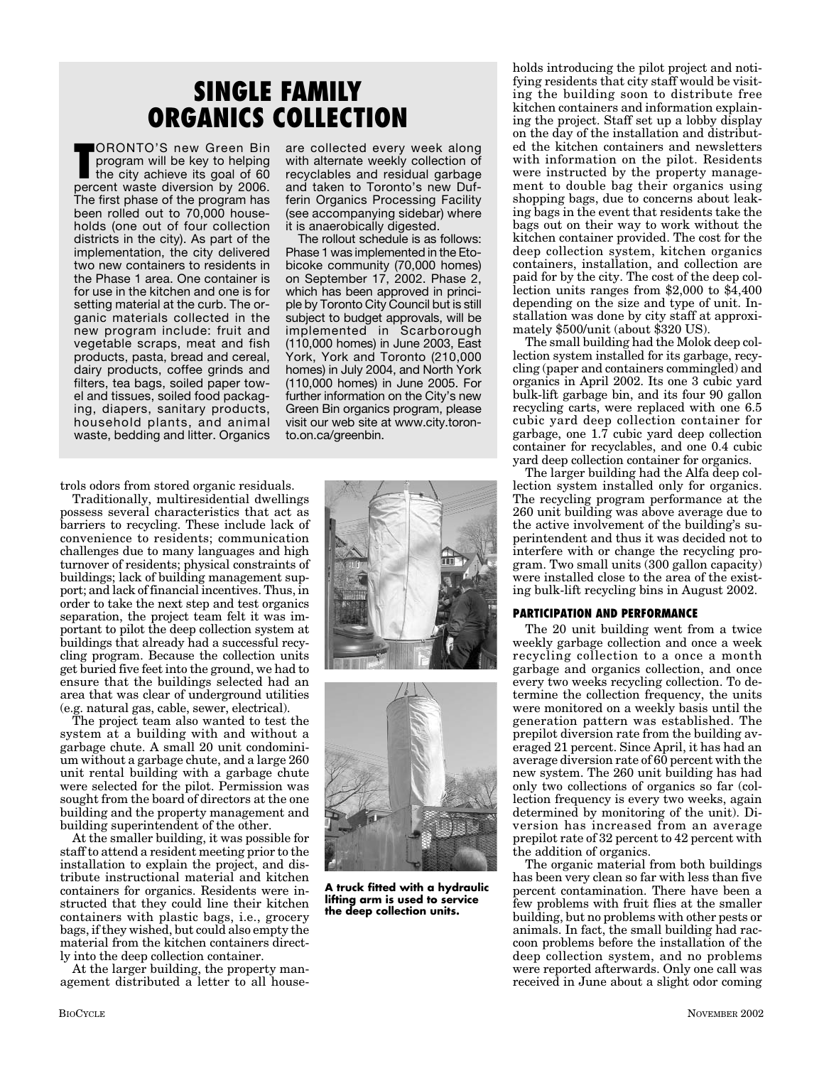## SINGLE FAMILY ORGANICS COLLECTION

TORONTO'S new Green Bin program will be key to helping the city achieve its goal of 60 percent waste diversion by 2006. The first phase of the program has been rolled out to 70,000 households (one out of four collection districts in the city). As part of the implementation, the city delivered two new containers to residents in the Phase 1 area. One container is for use in the kitchen and one is for setting material at the curb. The organic materials collected in the new program include: fruit and vegetable scraps, meat and fish products, pasta, bread and cereal, dairy products, coffee grinds and filters, tea bags, soiled paper towel and tissues, soiled food packaging, diapers, sanitary products, household plants, and animal waste, bedding and litter. Organics are collected every week along with alternate weekly collection of recyclables and residual garbage and taken to Toronto's new Dufferin Organics Processing Facility (see accompanying sidebar) where it is anaerobically digested.

The rollout schedule is as follows: Phase 1 was implemented in the Etobicoke community (70,000 homes) on September 17, 2002. Phase 2, which has been approved in principle by Toronto City Council but is still subject to budget approvals, will be implemented in Scarborough (110,000 homes) in June 2003, East York, York and Toronto (210,000 homes) in July 2004, and North York (110,000 homes) in June 2005. For further information on the City's new Green Bin organics program, please visit our web site at www.city.toronto.on.ca/greenbin.

trols odors from stored organic residuals.

Traditionally, multiresidential dwellings possess several characteristics that act as barriers to recycling. These include lack of convenience to residents; communication challenges due to many languages and high turnover of residents; physical constraints of buildings; lack of building management support; and lack of financial incentives. Thus, in order to take the next step and test organics separation, the project team felt it was important to pilot the deep collection system at buildings that already had a successful recycling program. Because the collection units get buried five feet into the ground, we had to ensure that the buildings selected had an area that was clear of underground utilities (e.g. natural gas, cable, sewer, electrical).

The project team also wanted to test the system at a building with and without a garbage chute. A small 20 unit condominium without a garbage chute, and a large 260 unit rental building with a garbage chute were selected for the pilot. Permission was sought from the board of directors at the one building and the property management and building superintendent of the other.

At the smaller building, it was possible for staff to attend a resident meeting prior to the installation to explain the project, and distribute instructional material and kitchen containers for organics. Residents were instructed that they could line their kitchen containers with plastic bags, i.e., grocery bags, if they wished, but could also empty the material from the kitchen containers directly into the deep collection container.

At the larger building, the property management distributed a letter to all households introducing the pilot project and notifying residents that city staff would be visiting the building soon to distribute free kitchen containers and information explaining the project. Staff set up a lobby display on the day of the installation and distributed the kitchen containers and newsletters with information on the pilot. Residents were instructed by the property management to double bag their organics using shopping bags, due to concerns about leaking bags in the event that residents take the bags out on their way to work without the kitchen container provided. The cost for the deep collection system, kitchen organics containers, installation, and collection are paid for by the city. The cost of the deep collection units ranges from $2,000 to $4,400 depending on the size and type of unit. Installation was done by city staff at approximately $500/unit (about $320 US).

**A truck fitted with a hydraulic lifting arm is used to service the deep collection units.**

The small building had the Molok deep collection system installed for its garbage, recycling (paper and containers commingled) and organics in April 2002. Its one 3 cubic yard bulk-lift garbage bin, and its four 90 gallon recycling carts, were replaced with one 6.5 cubic yard deep collection container for garbage, one 1.7 cubic yard deep collection container for recyclables, and one 0.4 cubic yard deep collection container for organics.

The larger building had the Alfa deep collection system installed only for organics. The recycling program performance at the 260 unit building was above average due to the active involvement of the building's superintendent and thus it was decided not to interfere with or change the recycling program. Two small units (300 gallon capacity) were installed close to the area of the existing bulk-lift recycling bins in August 2002.

### PARTICIPATION AND PERFORMANCE

The 20 unit building went from a twice weekly garbage collection and once a week recycling collection to a once a month garbage and organics collection, and once every two weeks recycling collection. To determine the collection frequency, the units were monitored on a weekly basis until the generation pattern was established. The prepilot diversion rate from the building averaged 21 percent. Since April, it has had an average diversion rate of 60 percent with the new system. The 260 unit building has had only two collections of organics so far (collection frequency is every two weeks, again determined by monitoring of the unit). Diversion has increased from an average prepilot rate of 32 percent to 42 percent with the addition of organics.

The organic material from both buildings has been very clean so far with less than five percent contamination. There have been a few problems with fruit flies at the smaller building, but no problems with other pests or animals. In fact, the small building had raccoon problems before the installation of the deep collection system, and no problems were reported afterwards. Only one call was received in June about a slight odor coming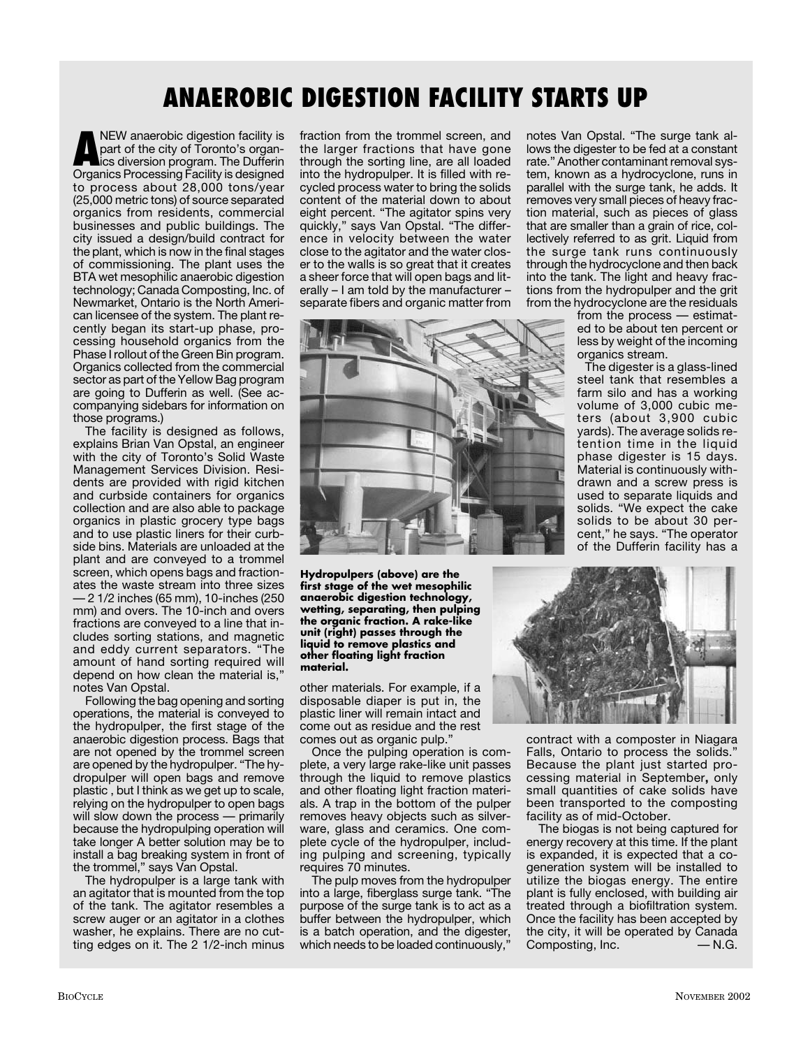# ANAEROBIC DIGESTION FACILITY STARTS UP

A NEW anaerobic digestion facility is part of the city of Toronto's organics diversion program. The Dufferin Organics Processing Facility is designed to process about 28,000 tons/year (25,000 metric tons) of source separated organics from residents, commercial businesses and public buildings. The city issued a design/build contract for the plant, which is now in the final stages of commissioning. The plant uses the BTA wet mesophilic anaerobic digestion technology; Canada Composting, Inc. of Newmarket, Ontario is the North American licensee of the system. The plant recently began its start-up phase, processing household organics from the Phase I rollout of the Green Bin program. Organics collected from the commercial sector as part of the Yellow Bag program are going to Dufferin as well. (See accompanying sidebars for information on those programs.)

The facility is designed as follows, explains Brian Van Opstal, an engineer with the city of Toronto's Solid Waste Management Services Division. Residents are provided with rigid kitchen and curbside containers for organics collection and are also able to package organics in plastic grocery type bags and to use plastic liners for their curbside bins. Materials are unloaded at the plant and are conveyed to a trommel screen, which opens bags and fractionates the waste stream into three sizes — 2 1/2 inches (65 mm), 10-inches (250 mm) and overs. The 10-inch and overs fractions are conveyed to a line that includes sorting stations, and magnetic and eddy current separators. "The amount of hand sorting required will depend on how clean the material is," notes Van Opstal.

Following the bag opening and sorting operations, the material is conveyed to the hydropulper, the first stage of the anaerobic digestion process. Bags that are not opened by the trommel screen are opened by the hydropulper. "The hydropulper will open bags and remove plastic , but I think as we get up to scale, relying on the hydropulper to open bags will slow down the process — primarily because the hydropulping operation will take longer A better solution may be to install a bag breaking system in front of the trommel," says Van Opstal.

The hydropulper is a large tank with an agitator that is mounted from the top of the tank. The agitator resembles a screw auger or an agitator in a clothes washer, he explains. There are no cutting edges on it. The 2 1/2-inch minus fraction from the trommel screen, and the larger fractions that have gone through the sorting line, are all loaded into the hydropulper. It is filled with recycled process water to bring the solids content of the material down to about eight percent. "The agitator spins very quickly," says Van Opstal. "The difference in velocity between the water close to the agitator and the water closer to the walls is so great that it creates a sheer force that will open bags and literally – I am told by the manufacturer – separate fibers and organic matter from other materials. For example, if a disposable diaper is put in, the plastic liner will remain intact and come out as residue and the rest comes out as organic pulp."

**Hydropulpers (above) are the first stage of the wet mesophilic anaerobic digestion technology, wetting, separating, then pulping the organic fraction. A rake-like unit (right) passes through the liquid to remove plastics and other floating light fraction material.**

Once the pulping operation is complete, a very large rake-like unit passes through the liquid to remove plastics and other floating light fraction materials. A trap in the bottom of the pulper removes heavy objects such as silverware, glass and ceramics. One complete cycle of the hydropulper, including pulping and screening, typically requires 70 minutes.

The pulp moves from the hydropulper into a large, fiberglass surge tank. "The purpose of the surge tank is to act as a buffer between the hydropulper, which is a batch operation, and the digester, which needs to be loaded continuously," notes Van Opstal. "The surge tank allows the digester to be fed at a constant rate." Another contaminant removal system, known as a hydrocyclone, runs in parallel with the surge tank, he adds. It removes very small pieces of heavy fraction material, such as pieces of glass that are smaller than a grain of rice, collectively referred to as grit. Liquid from the surge tank runs continuously through the hydrocyclone and then back into the tank. The light and heavy fractions from the hydropulper and the grit from the hydrocyclone are the residuals from the process — estimated to be about ten percent or less by weight of the incoming organics stream.

The digester is a glass-lined steel tank that resembles a farm silo and has a working volume of 3,000 cubic meters (about 3,900 cubic yards). The average solids retention time in the liquid phase digester is 15 days. Material is continuously withdrawn and a screw press is used to separate liquids and solids. "We expect the cake solids to be about 30 percent," he says. "The operator of the Dufferin facility has a contract with a composter in Niagara Falls, Ontario to process the solids." Because the plant just started processing material in September, only small quantities of cake solids have been transported to the composting facility as of mid-October.

The biogas is not being captured for energy recovery at this time. If the plant is expanded, it is expected that a cogeneration system will be installed to utilize the biogas energy. The entire plant is fully enclosed, with building air treated through a biofiltration system. Once the facility has been accepted by the city, it will be operated by Canada Composting, Inc. — N.G.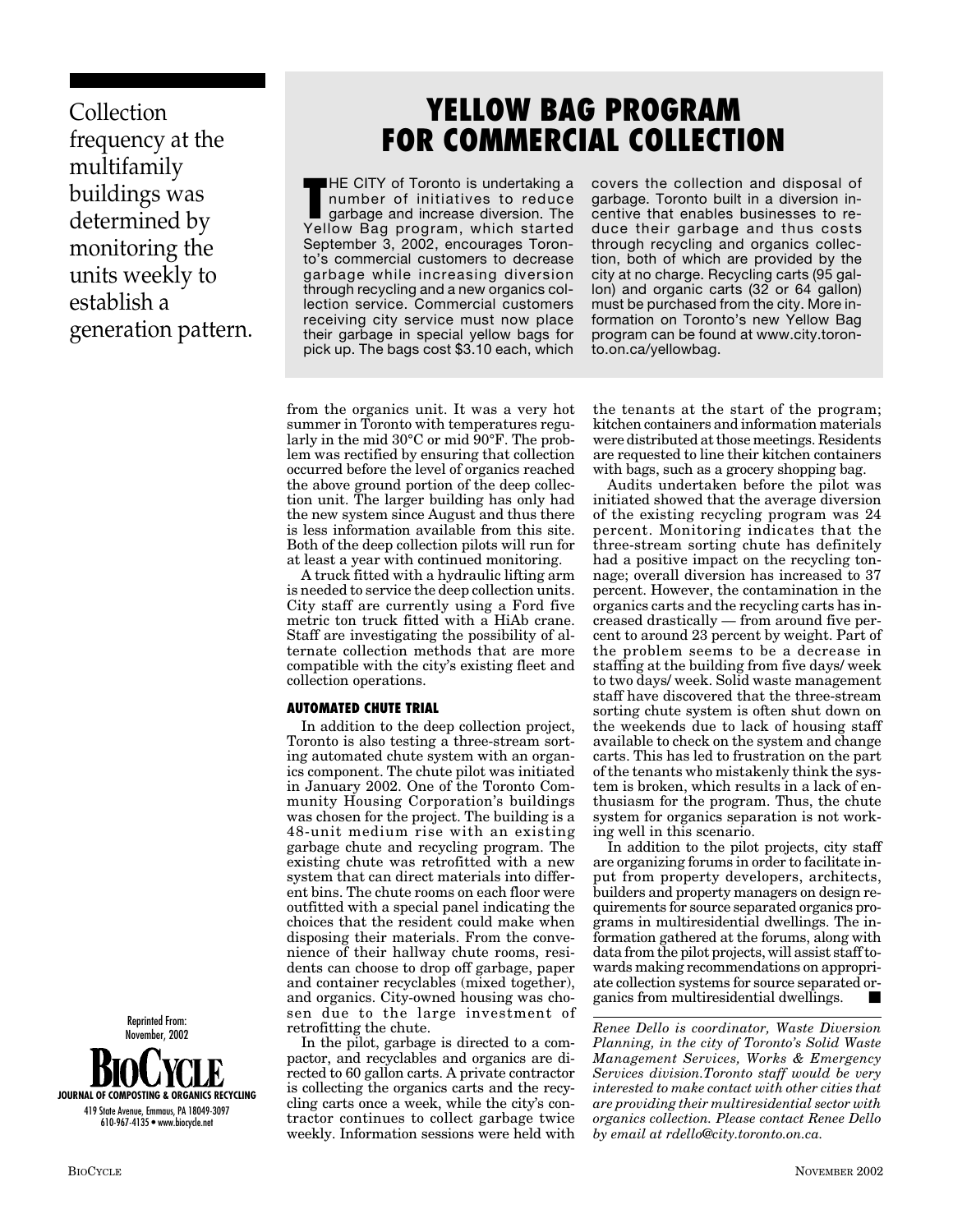Collection frequency at the multifamily buildings was determined by monitoring the units weekly to establish a generation pattern.

## YELLOW BAG PROGRAM FOR COMMERCIAL COLLECTION

THE CITY of Toronto is undertaking a number of initiatives to reduce garbage and increase diversion. The Yellow Bag program, which started September 3, 2002, encourages Toronto's commercial customers to decrease garbage while increasing diversion through recycling and a new organics collection service. Commercial customers receiving city service must now place their garbage in special yellow bags for pick up. The bags cost $3.10 each, which covers the collection and disposal of garbage. Toronto built in a diversion incentive that enables businesses to reduce their garbage and thus costs through recycling and organics collection, both of which are provided by the city at no charge. Recycling carts (95 gallon) and organic carts (32 or 64 gallon) must be purchased from the city. More information on Toronto's new Yellow Bag program can be found at www.city.toronto.on.ca/yellowbag.

from the organics unit. It was a very hot summer in Toronto with temperatures regularly in the mid 30°C or mid 90°F. The problem was rectified by ensuring that collection occurred before the level of organics reached the above ground portion of the deep collection unit. The larger building has only had the new system since August and thus there is less information available from this site. Both of the deep collection pilots will run for at least a year with continued monitoring.

A truck fitted with a hydraulic lifting arm is needed to service the deep collection units. City staff are currently using a Ford five metric ton truck fitted with a HiAb crane. Staff are investigating the possibility of alternate collection methods that are more compatible with the city's existing fleet and collection operations.

### AUTOMATED CHUTE TRIAL

In addition to the deep collection project, Toronto is also testing a three-stream sorting automated chute system with an organics component. The chute pilot was initiated in January 2002. One of the Toronto Community Housing Corporation's buildings was chosen for the project. The building is a 48-unit medium rise with an existing garbage chute and recycling program. The existing chute was retrofitted with a new system that can direct materials into different bins. The chute rooms on each floor were outfitted with a special panel indicating the choices that the resident could make when disposing their materials. From the convenience of their hallway chute rooms, residents can choose to drop off garbage, paper and container recyclables (mixed together), and organics. City-owned housing was chosen due to the large investment of retrofitting the chute.

In the pilot, garbage is directed to a compactor, and recyclables and organics are directed to 60 gallon carts. A private contractor is collecting the organics carts and the recycling carts once a week, while the city's contractor continues to collect garbage twice weekly. Information sessions were held with the tenants at the start of the program; kitchen containers and information materials were distributed at those meetings. Residents are requested to line their kitchen containers with bags, such as a grocery shopping bag.

Audits undertaken before the pilot was initiated showed that the average diversion of the existing recycling program was 24 percent. Monitoring indicates that the three-stream sorting chute has definitely had a positive impact on the recycling tonnage; overall diversion has increased to 37 percent. However, the contamination in the organics carts and the recycling carts has increased drastically — from around five percent to around 23 percent by weight. Part of the problem seems to be a decrease in staffing at the building from five days/ week to two days/ week. Solid waste management staff have discovered that the three-stream sorting chute system is often shut down on the weekends due to lack of housing staff available to check on the system and change carts. This has led to frustration on the part of the tenants who mistakenly think the system is broken, which results in a lack of enthusiasm for the program. Thus, the chute system for organics separation is not working well in this scenario.

In addition to the pilot projects, city staff are organizing forums in order to facilitate input from property developers, architects, builders and property managers on design requirements for source separated organics programs in multiresidential dwellings. The information gathered at the forums, along with data from the pilot projects, will assist staff towards making recommendations on appropriate collection systems for source separated organics from multiresidential dwellings. ■

*Renee Dello is coordinator, Waste Diversion Planning, in the city of Toronto's Solid Waste Management Services, Works & Emergency Services division. Toronto staff would be very interested to make contact with other cities that are providing their multiresidential sector with organics collection. Please contact Renee Dello by email at rdello@city.toronto.on.ca.*

Reprinted From: November, 2002
BIOCYCLE
JOURNAL OF COMPOSTING & ORGANICS RECYCLING
419 State Avenue, Emmaus, PA 18049-3097
610-967-4135 • www.biocycle.net